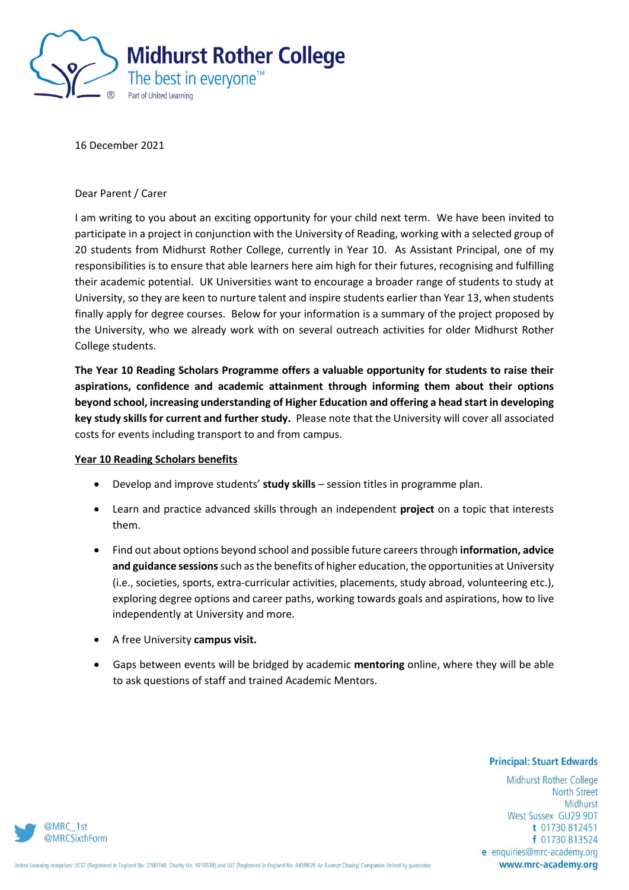# Midhurst Rother College

The best in everyone™

Part of United Learning

16 December 2021

Dear Parent / Carer

I am writing to you about an exciting opportunity for your child next term. We have been invited to participate in a project in conjunction with the University of Reading, working with a selected group of 20 students from Midhurst Rother College, currently in Year 10. As Assistant Principal, one of my responsibilities is to ensure that able learners here aim high for their futures, recognising and fulfilling their academic potential. UK Universities want to encourage a broader range of students to study at University, so they are keen to nurture talent and inspire students earlier than Year 13, when students finally apply for degree courses. Below for your information is a summary of the project proposed by the University, who we already work with on several outreach activities for older Midhurst Rother College students.

**The Year 10 Reading Scholars Programme offers a valuable opportunity for students to raise their aspirations, confidence and academic attainment through informing them about their options beyond school, increasing understanding of Higher Education and offering a head start in developing key study skills for current and further study.** Please note that the University will cover all associated costs for events including transport to and from campus.

**Year 10 Reading Scholars benefits**

- Develop and improve students' **study skills** – session titles in programme plan.
- Learn and practice advanced skills through an independent **project** on a topic that interests them.
- Find out about options beyond school and possible future careers through **information, advice and guidance sessions** such as the benefits of higher education, the opportunities at University (i.e., societies, sports, extra-curricular activities, placements, study abroad, volunteering etc.), exploring degree options and career paths, working towards goals and aspirations, how to live independently at University and more.
- A free University **campus visit.**
- Gaps between events will be bridged by academic **mentoring** online, where they will be able to ask questions of staff and trained Academic Mentors.

**Principal: Stuart Edwards**

Midhurst Rother College
North Street
Midhurst
West Sussex GU29 9DT
t 01730 812451
f 01730 813524
e enquiries@mrc-academy.org
www.mrc-academy.org

@MRC_1st
@MRCSixthForm

United Learning comprises: UCST (Registered in England No: 2780748. Charity No. 1016538) and ULT (Registered in England No. 4439859. An Exempt Charity) Companies limited by guarantee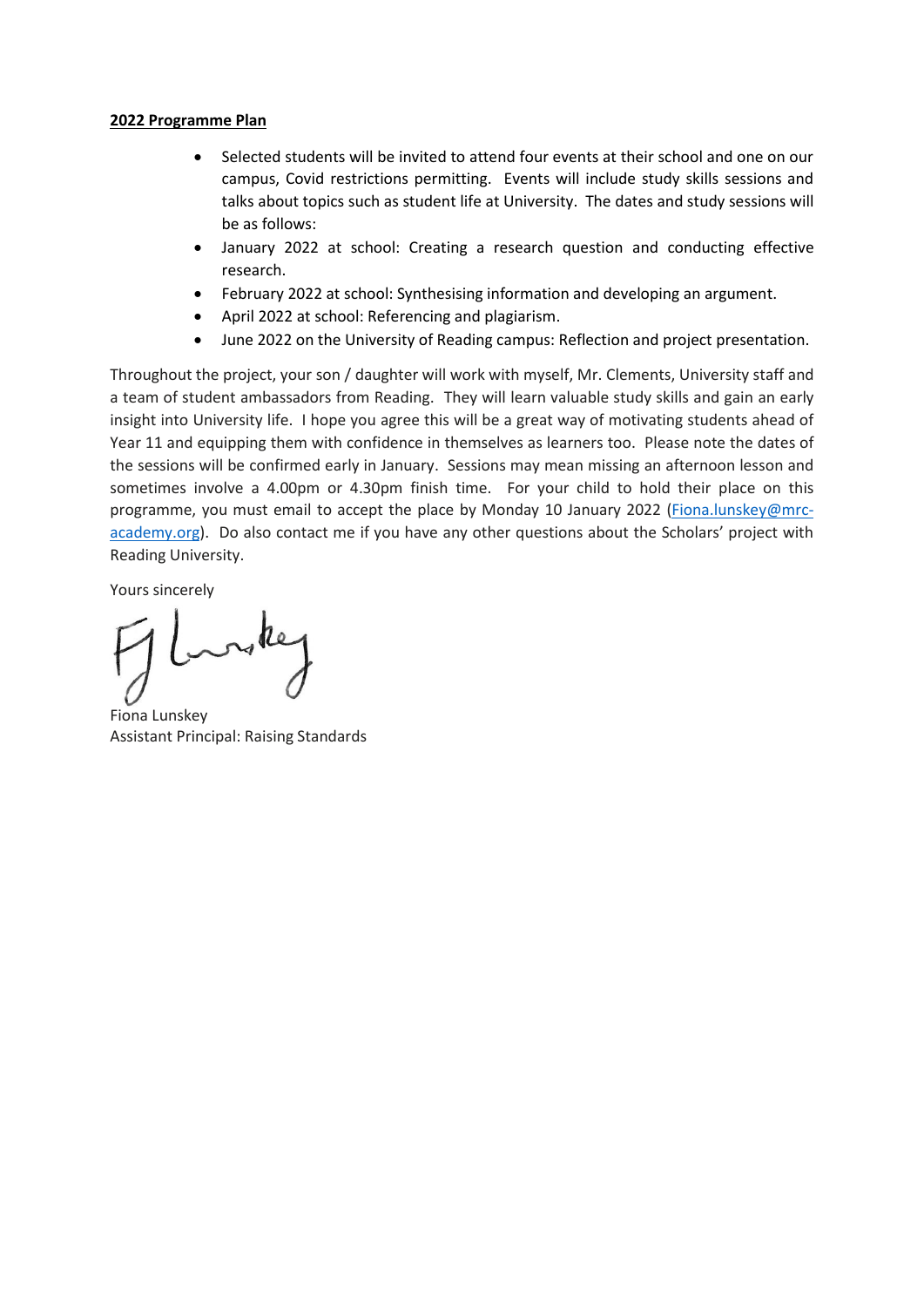**2022 Programme Plan**

- Selected students will be invited to attend four events at their school and one on our campus, Covid restrictions permitting. Events will include study skills sessions and talks about topics such as student life at University. The dates and study sessions will be as follows:
- January 2022 at school: Creating a research question and conducting effective research.
- February 2022 at school: Synthesising information and developing an argument.
- April 2022 at school: Referencing and plagiarism.
- June 2022 on the University of Reading campus: Reflection and project presentation.

Throughout the project, your son / daughter will work with myself, Mr. Clements, University staff and a team of student ambassadors from Reading. They will learn valuable study skills and gain an early insight into University life. I hope you agree this will be a great way of motivating students ahead of Year 11 and equipping them with confidence in themselves as learners too. Please note the dates of the sessions will be confirmed early in January. Sessions may mean missing an afternoon lesson and sometimes involve a 4.00pm or 4.30pm finish time. For your child to hold their place on this programme, you must email to accept the place by Monday 10 January 2022 (Fiona.lunskey@mrc-academy.org). Do also contact me if you have any other questions about the Scholars' project with Reading University.

Yours sincerely

Fiona Lunskey
Assistant Principal: Raising Standards